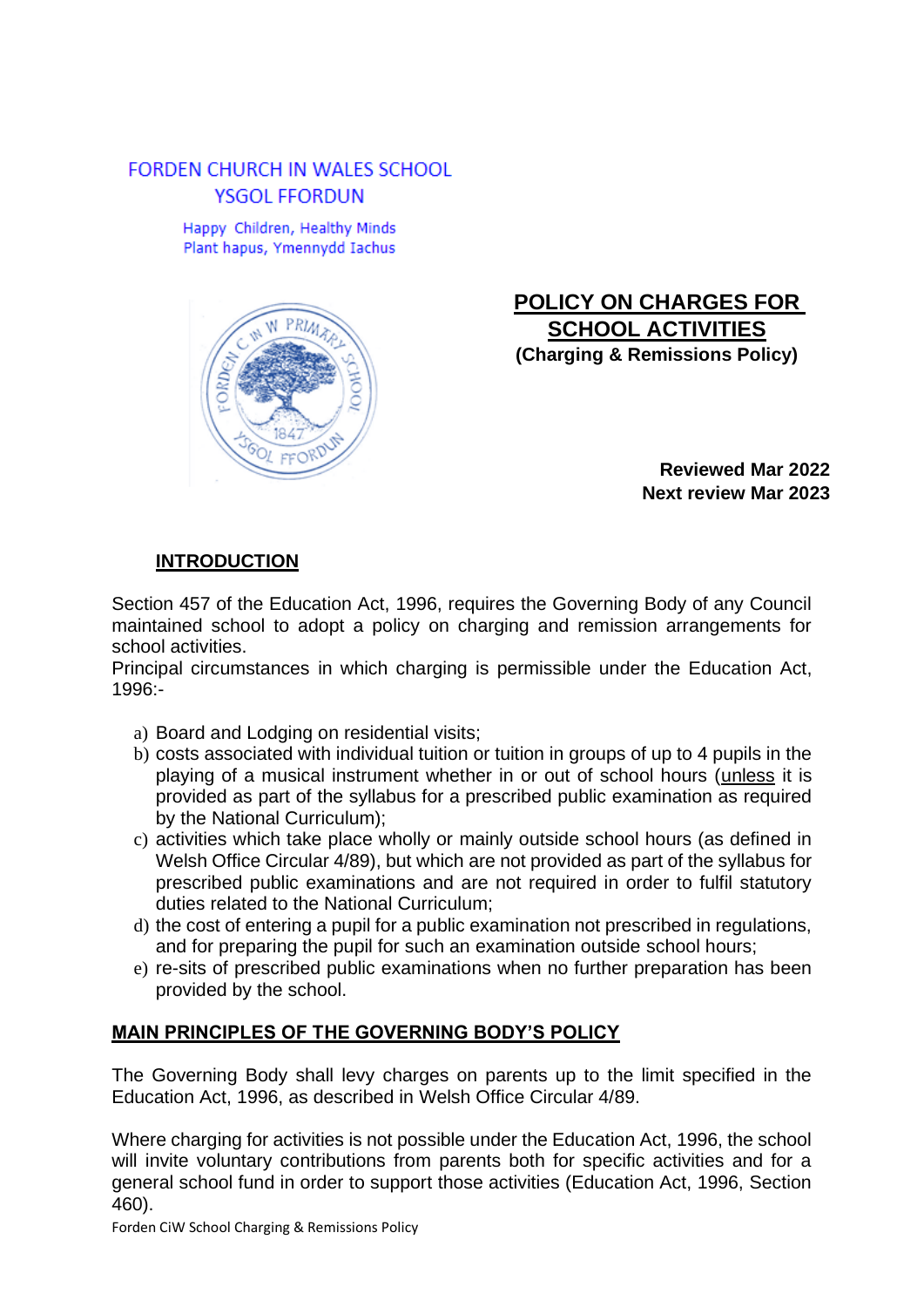FORDEN CHURCH IN WALES SCHOOL
YSGOL FFORDUN

Happy Children, Healthy Minds
Plant hapus, Ymennydd Iachus

# POLICY ON CHARGES FOR SCHOOL ACTIVITIES

**(Charging & Remissions Policy)**

**Reviewed Mar 2022**
**Next review Mar 2023**

## INTRODUCTION

Section 457 of the Education Act, 1996, requires the Governing Body of any Council maintained school to adopt a policy on charging and remission arrangements for school activities.

Principal circumstances in which charging is permissible under the Education Act, 1996:-

a) Board and Lodging on residential visits;
b) costs associated with individual tuition or tuition in groups of up to 4 pupils in the playing of a musical instrument whether in or out of school hours (unless it is provided as part of the syllabus for a prescribed public examination as required by the National Curriculum);
c) activities which take place wholly or mainly outside school hours (as defined in Welsh Office Circular 4/89), but which are not provided as part of the syllabus for prescribed public examinations and are not required in order to fulfil statutory duties related to the National Curriculum;
d) the cost of entering a pupil for a public examination not prescribed in regulations, and for preparing the pupil for such an examination outside school hours;
e) re-sits of prescribed public examinations when no further preparation has been provided by the school.

## MAIN PRINCIPLES OF THE GOVERNING BODY'S POLICY

The Governing Body shall levy charges on parents up to the limit specified in the Education Act, 1996, as described in Welsh Office Circular 4/89.

Where charging for activities is not possible under the Education Act, 1996, the school will invite voluntary contributions from parents both for specific activities and for a general school fund in order to support those activities (Education Act, 1996, Section 460).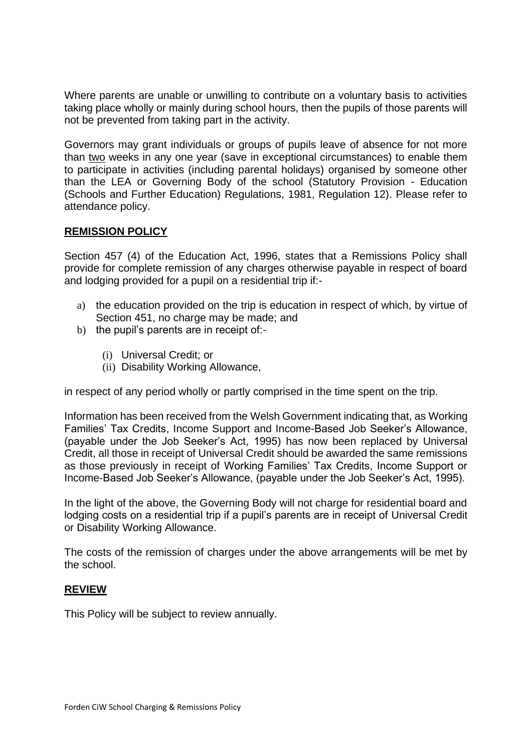Where parents are unable or unwilling to contribute on a voluntary basis to activities taking place wholly or mainly during school hours, then the pupils of those parents will not be prevented from taking part in the activity.

Governors may grant individuals or groups of pupils leave of absence for not more than two weeks in any one year (save in exceptional circumstances) to enable them to participate in activities (including parental holidays) organised by someone other than the LEA or Governing Body of the school (Statutory Provision - Education (Schools and Further Education) Regulations, 1981, Regulation 12). Please refer to attendance policy.

## REMISSION POLICY

Section 457 (4) of the Education Act, 1996, states that a Remissions Policy shall provide for complete remission of any charges otherwise payable in respect of board and lodging provided for a pupil on a residential trip if:-

a) the education provided on the trip is education in respect of which, by virtue of Section 451, no charge may be made; and
b) the pupil's parents are in receipt of:-
    (i) Universal Credit; or
    (ii) Disability Working Allowance,

in respect of any period wholly or partly comprised in the time spent on the trip.

Information has been received from the Welsh Government indicating that, as Working Families' Tax Credits, Income Support and Income-Based Job Seeker's Allowance, (payable under the Job Seeker's Act, 1995) has now been replaced by Universal Credit, all those in receipt of Universal Credit should be awarded the same remissions as those previously in receipt of Working Families' Tax Credits, Income Support or Income-Based Job Seeker's Allowance, (payable under the Job Seeker's Act, 1995).

In the light of the above, the Governing Body will not charge for residential board and lodging costs on a residential trip if a pupil's parents are in receipt of Universal Credit or Disability Working Allowance.

The costs of the remission of charges under the above arrangements will be met by the school.

## REVIEW

This Policy will be subject to review annually.